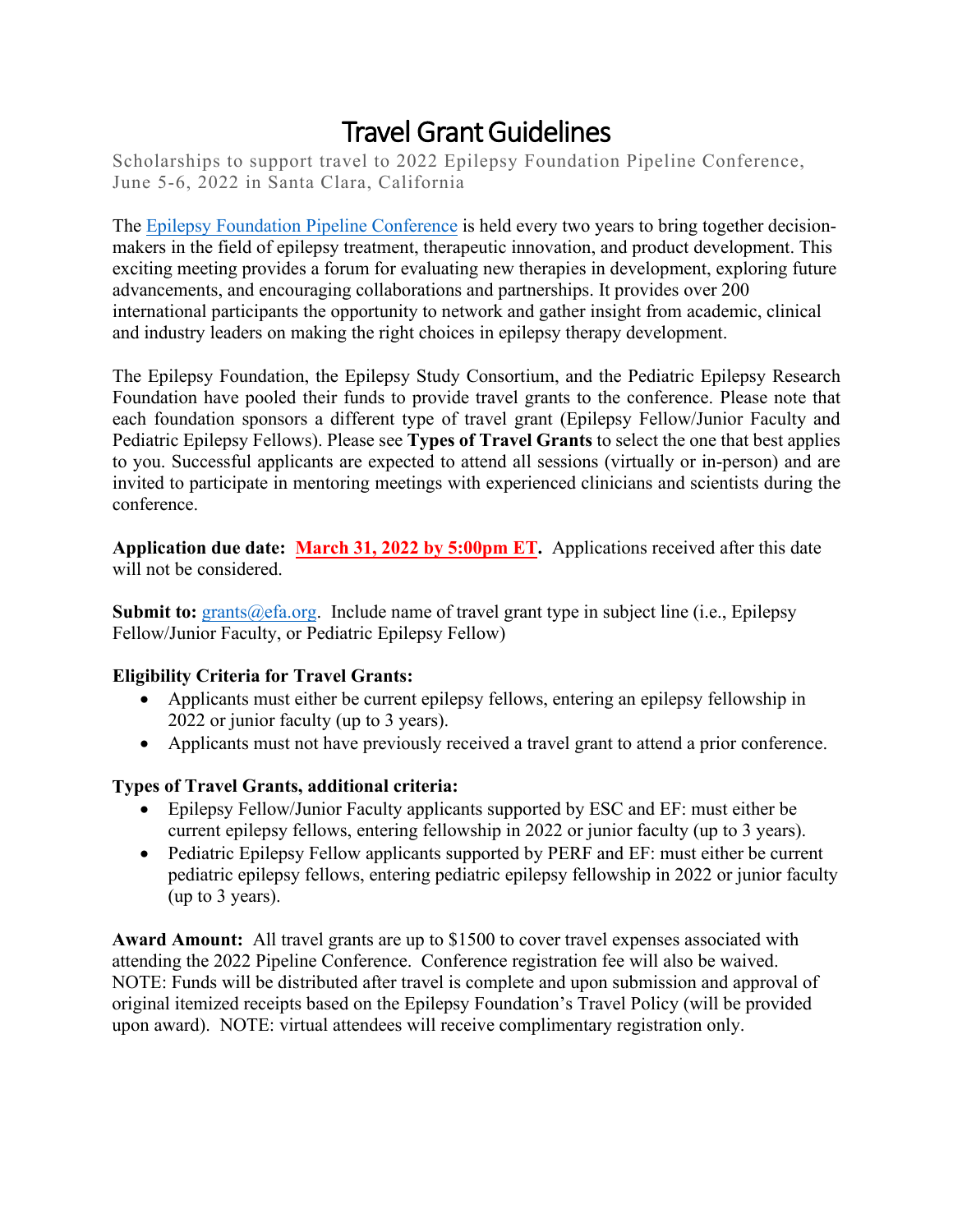# Travel Grant Guidelines

Scholarships to support travel to 2022 Epilepsy Foundation Pipeline Conference, June 5-6, 2022 in Santa Clara, California

The Epilepsy Foundation Pipeline Conference is held every two years to bring together decision-makers in the field of epilepsy treatment, therapeutic innovation, and product development. This exciting meeting provides a forum for evaluating new therapies in development, exploring future advancements, and encouraging collaborations and partnerships. It provides over 200 international participants the opportunity to network and gather insight from academic, clinical and industry leaders on making the right choices in epilepsy therapy development.

The Epilepsy Foundation, the Epilepsy Study Consortium, and the Pediatric Epilepsy Research Foundation have pooled their funds to provide travel grants to the conference. Please note that each foundation sponsors a different type of travel grant (Epilepsy Fellow/Junior Faculty and Pediatric Epilepsy Fellows). Please see **Types of Travel Grants** to select the one that best applies to you. Successful applicants are expected to attend all sessions (virtually or in-person) and are invited to participate in mentoring meetings with experienced clinicians and scientists during the conference.

**Application due date:** **March 31, 2022 by 5:00pm ET.** Applications received after this date will not be considered.

**Submit to:** grants@efa.org. Include name of travel grant type in subject line (i.e., Epilepsy Fellow/Junior Faculty, or Pediatric Epilepsy Fellow)

**Eligibility Criteria for Travel Grants:**

- Applicants must either be current epilepsy fellows, entering an epilepsy fellowship in 2022 or junior faculty (up to 3 years).
- Applicants must not have previously received a travel grant to attend a prior conference.

**Types of Travel Grants, additional criteria:**

- Epilepsy Fellow/Junior Faculty applicants supported by ESC and EF: must either be current epilepsy fellows, entering fellowship in 2022 or junior faculty (up to 3 years).
- Pediatric Epilepsy Fellow applicants supported by PERF and EF: must either be current pediatric epilepsy fellows, entering pediatric epilepsy fellowship in 2022 or junior faculty (up to 3 years).

**Award Amount:** All travel grants are up to $1500 to cover travel expenses associated with attending the 2022 Pipeline Conference. Conference registration fee will also be waived. NOTE: Funds will be distributed after travel is complete and upon submission and approval of original itemized receipts based on the Epilepsy Foundation's Travel Policy (will be provided upon award). NOTE: virtual attendees will receive complimentary registration only.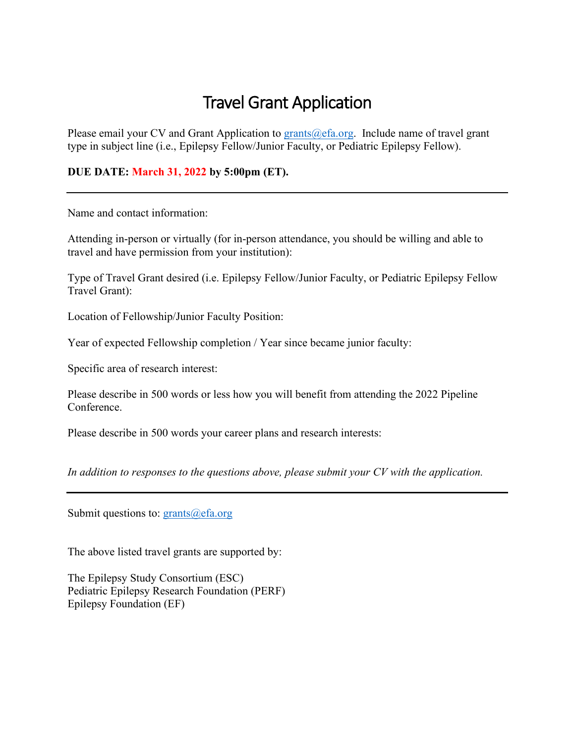# Travel Grant Application

Please email your CV and Grant Application to grants@efa.org. Include name of travel grant type in subject line (i.e., Epilepsy Fellow/Junior Faculty, or Pediatric Epilepsy Fellow).

**DUE DATE: March 31, 2022 by 5:00pm (ET).**

---

Name and contact information:

Attending in-person or virtually (for in-person attendance, you should be willing and able to travel and have permission from your institution):

Type of Travel Grant desired (i.e. Epilepsy Fellow/Junior Faculty, or Pediatric Epilepsy Fellow Travel Grant):

Location of Fellowship/Junior Faculty Position:

Year of expected Fellowship completion / Year since became junior faculty:

Specific area of research interest:

Please describe in 500 words or less how you will benefit from attending the 2022 Pipeline Conference.

Please describe in 500 words your career plans and research interests:

*In addition to responses to the questions above, please submit your CV with the application.*

---

Submit questions to: grants@efa.org

The above listed travel grants are supported by:

The Epilepsy Study Consortium (ESC)
Pediatric Epilepsy Research Foundation (PERF)
Epilepsy Foundation (EF)